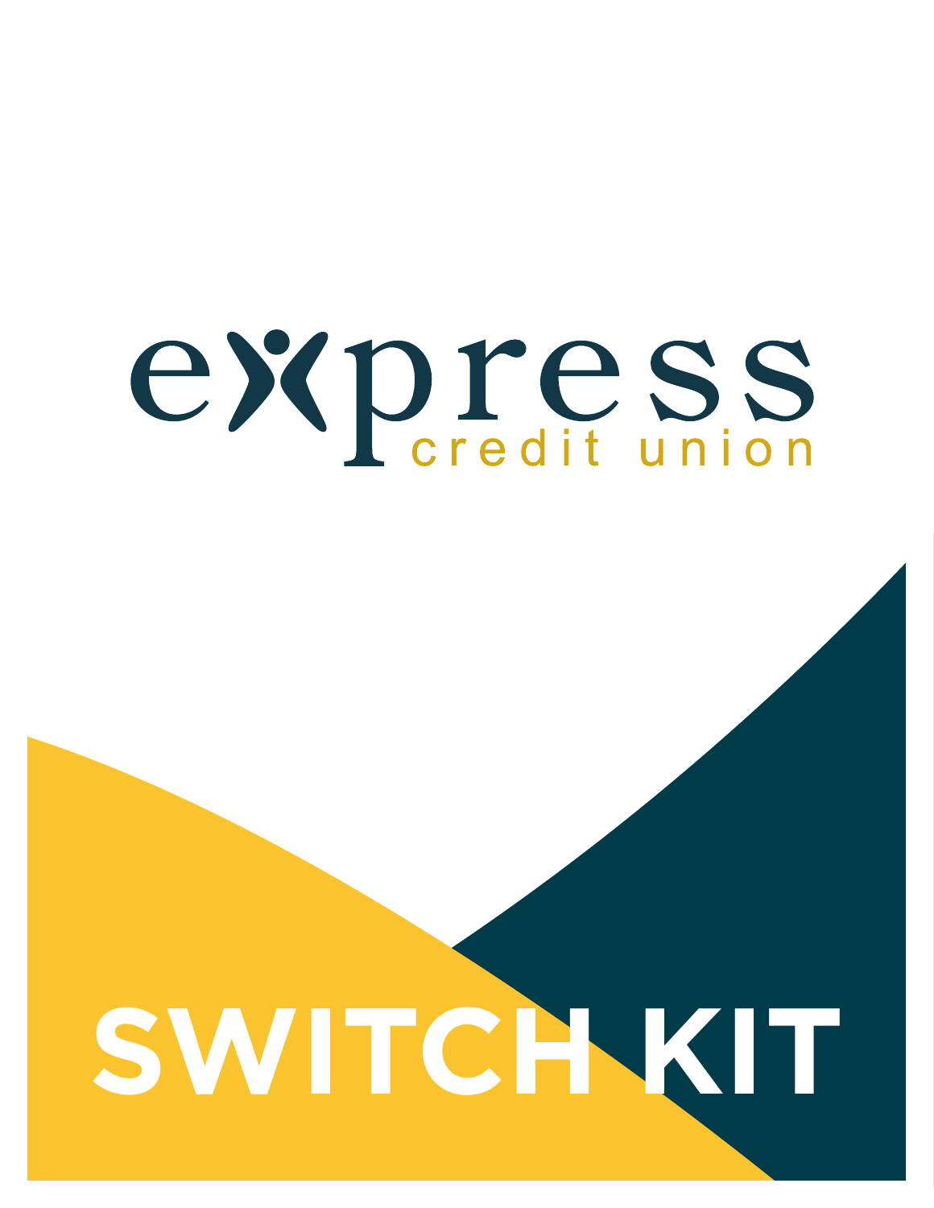express credit union

# SWITCH KIT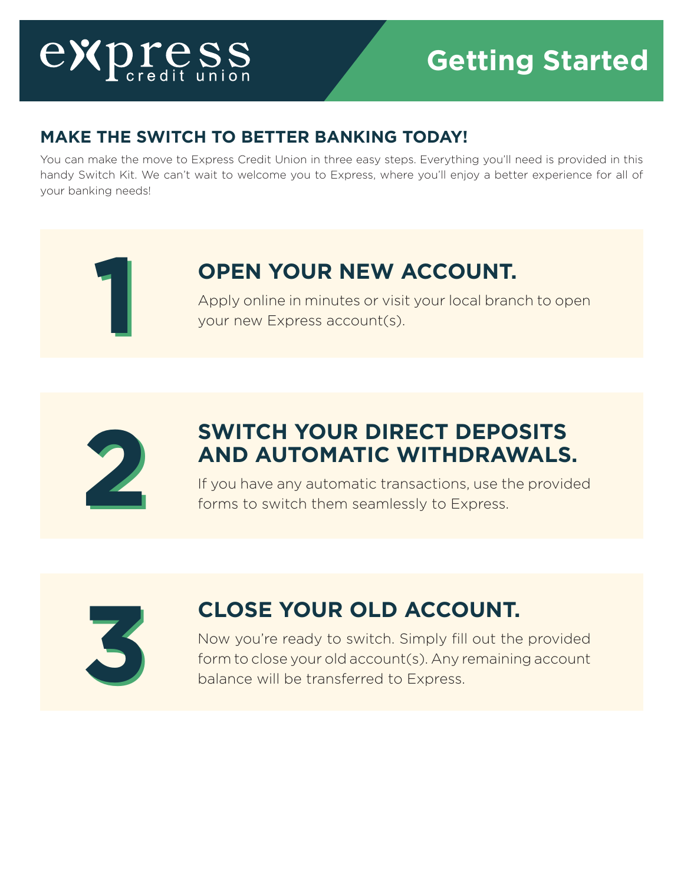express credit union

# Getting Started

## MAKE THE SWITCH TO BETTER BANKING TODAY!

You can make the move to Express Credit Union in three easy steps. Everything you'll need is provided in this handy Switch Kit. We can't wait to welcome you to Express, where you'll enjoy a better experience for all of your banking needs!

### 1 OPEN YOUR NEW ACCOUNT.

Apply online in minutes or visit your local branch to open your new Express account(s).

### 2 SWITCH YOUR DIRECT DEPOSITS AND AUTOMATIC WITHDRAWALS.

If you have any automatic transactions, use the provided forms to switch them seamlessly to Express.

### 3 CLOSE YOUR OLD ACCOUNT.

Now you're ready to switch. Simply fill out the provided form to close your old account(s). Any remaining account balance will be transferred to Express.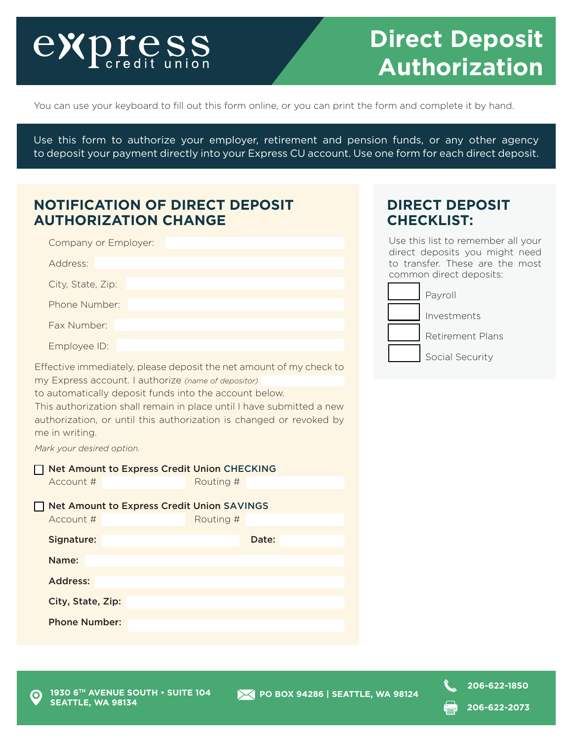# express credit union

# Direct Deposit Authorization

You can use your keyboard to fill out this form online, or you can print the form and complete it by hand.

Use this form to authorize your employer, retirement and pension funds, or any other agency to deposit your payment directly into your Express CU account. Use one form for each direct deposit.

## NOTIFICATION OF DIRECT DEPOSIT AUTHORIZATION CHANGE

Company or Employer:

Address:

City, State, Zip:

Phone Number:

Fax Number:

Employee ID:

Effective immediately, please deposit the net amount of my check to my Express account. I authorize *(name of depositor)* \_\_\_\_\_\_\_\_ to automatically deposit funds into the account below.
This authorization shall remain in place until I have submitted a new authorization, or until this authorization is changed or revoked by me in writing.

*Mark your desired option.*

☐ **Net Amount to Express Credit Union CHECKING**
Account # \_\_\_\_\_\_\_\_ Routing # \_\_\_\_\_\_\_\_

☐ **Net Amount to Express Credit Union SAVINGS**
Account # \_\_\_\_\_\_\_\_ Routing # \_\_\_\_\_\_\_\_

**Signature:** \_\_\_\_\_\_\_\_ **Date:** \_\_\_\_\_\_\_\_

**Name:**

**Address:**

**City, State, Zip:**

**Phone Number:**

## DIRECT DEPOSIT CHECKLIST:

Use this list to remember all your direct deposits you might need to transfer. These are the most common direct deposits:

- ☐ Payroll
- ☐ Investments
- ☐ Retirement Plans
- ☐ Social Security

**1930 6TH AVENUE SOUTH • SUITE 104 SEATTLE, WA 98134**

**PO BOX 94286 | SEATTLE, WA 98124**

**206-622-1850**

**206-622-2073**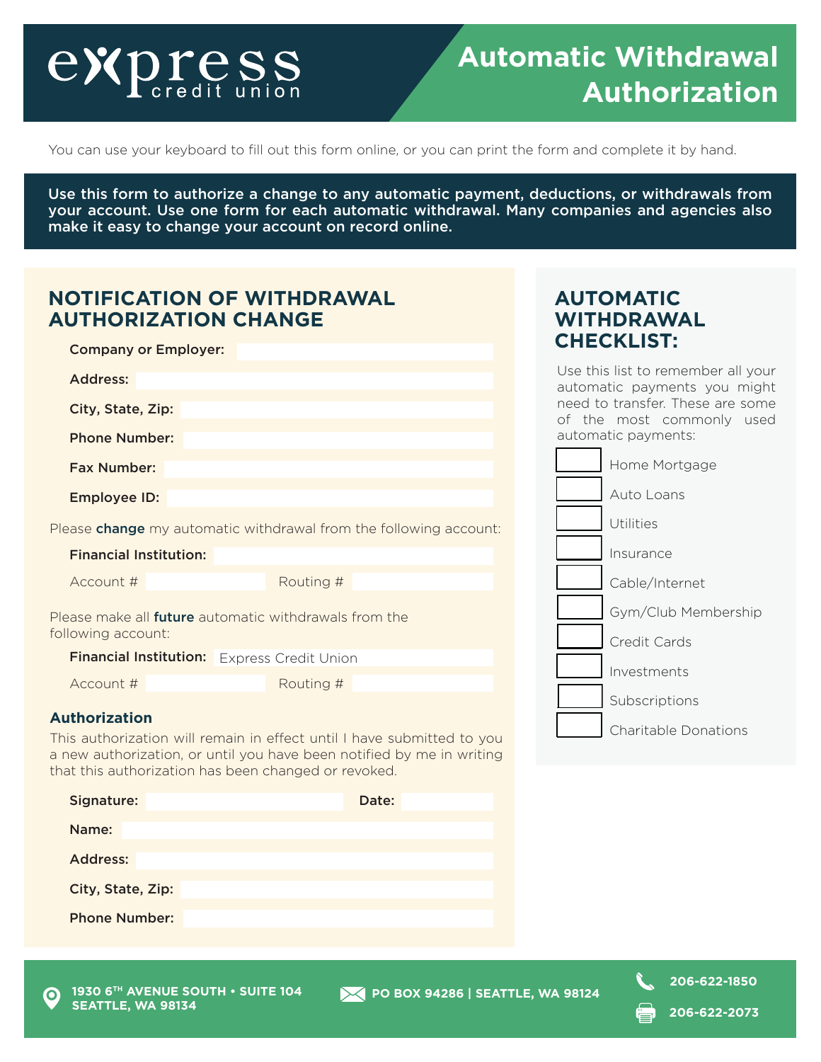express credit union

# Automatic Withdrawal Authorization

You can use your keyboard to fill out this form online, or you can print the form and complete it by hand.

**Use this form to authorize a change to any automatic payment, deductions, or withdrawals from your account. Use one form for each automatic withdrawal. Many companies and agencies also make it easy to change your account on record online.**

## NOTIFICATION OF WITHDRAWAL AUTHORIZATION CHANGE

**Company or Employer:**

**Address:**

**City, State, Zip:**

**Phone Number:**

**Fax Number:**

**Employee ID:**

Please **change** my automatic withdrawal from the following account:

**Financial Institution:**

Account # Routing #

Please make all **future** automatic withdrawals from the following account:

**Financial Institution:** Express Credit Union

Account # Routing #

### Authorization

This authorization will remain in effect until I have submitted to you a new authorization, or until you have been notified by me in writing that this authorization has been changed or revoked.

**Signature:** **Date:**

**Name:**

**Address:**

**City, State, Zip:**

**Phone Number:**

## AUTOMATIC WITHDRAWAL CHECKLIST:

Use this list to remember all your automatic payments you might need to transfer. These are some of the most commonly used automatic payments:

- [ ] Home Mortgage
- [ ] Auto Loans
- [ ] Utilities
- [ ] Insurance
- [ ] Cable/Internet
- [ ] Gym/Club Membership
- [ ] Credit Cards
- [ ] Investments
- [ ] Subscriptions
- [ ] Charitable Donations

**1930 6TH AVENUE SOUTH • SUITE 104 SEATTLE, WA 98134** | **PO BOX 94286 | SEATTLE, WA 98124** | **206-622-1850** | **206-622-2073**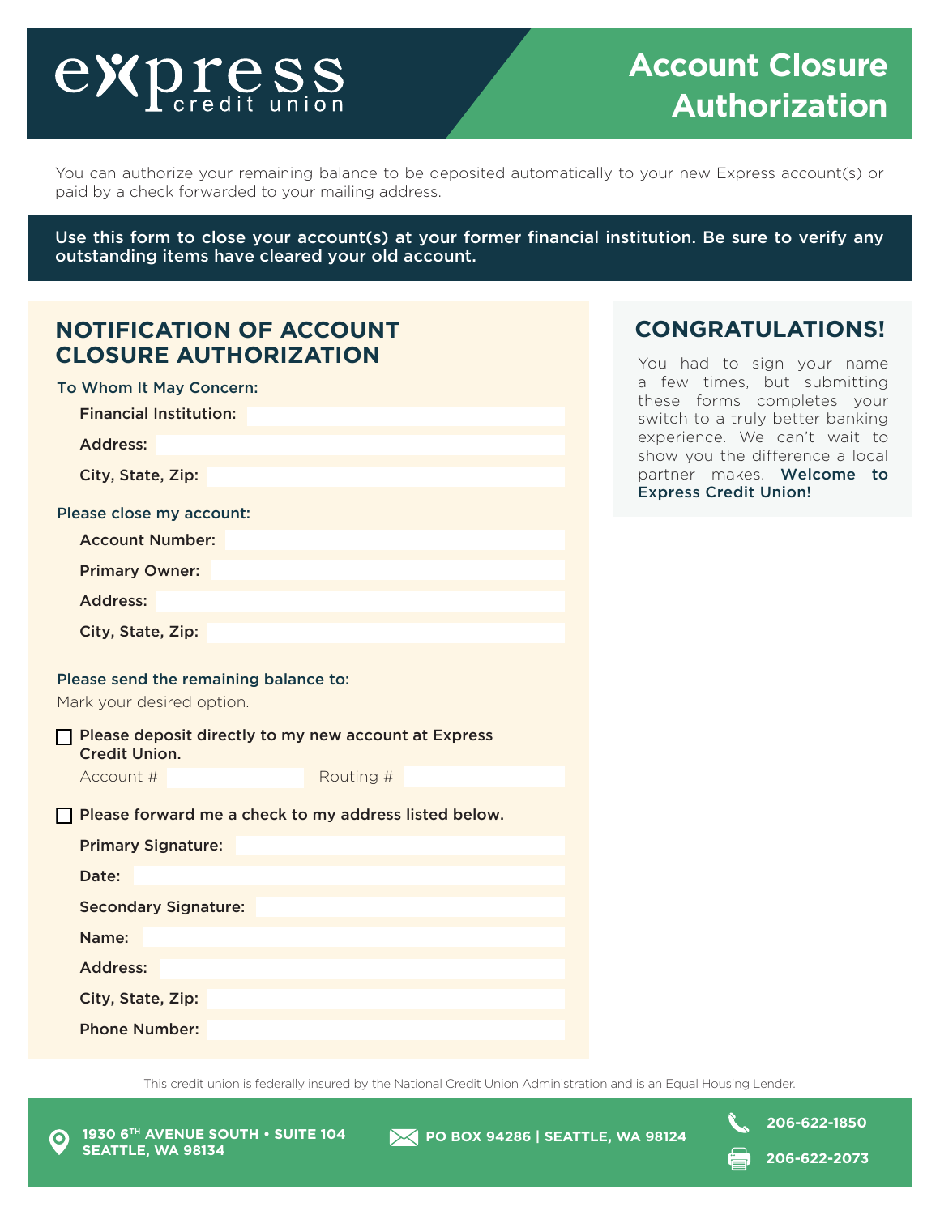express credit union

# Account Closure Authorization

You can authorize your remaining balance to be deposited automatically to your new Express account(s) or paid by a check forwarded to your mailing address.

**Use this form to close your account(s) at your former financial institution. Be sure to verify any outstanding items have cleared your old account.**

## NOTIFICATION OF ACCOUNT CLOSURE AUTHORIZATION

To Whom It May Concern:

**Financial Institution:**

**Address:**

**City, State, Zip:**

Please close my account:

**Account Number:**

**Primary Owner:**

**Address:**

**City, State, Zip:**

Please send the remaining balance to:

Mark your desired option.

☐ **Please deposit directly to my new account at Express Credit Union.**

Account # Routing #

☐ **Please forward me a check to my address listed below.**

**Primary Signature:**

**Date:**

**Secondary Signature:**

**Name:**

**Address:**

**City, State, Zip:**

**Phone Number:**

## CONGRATULATIONS!

You had to sign your name a few times, but submitting these forms completes your switch to a truly better banking experience. We can't wait to show you the difference a local partner makes. **Welcome to Express Credit Union!**

This credit union is federally insured by the National Credit Union Administration and is an Equal Housing Lender.

**1930 6TH AVENUE SOUTH • SUITE 104 SEATTLE, WA 98134**

**PO BOX 94286 | SEATTLE, WA 98124**

**206-622-1850**

**206-622-2073**